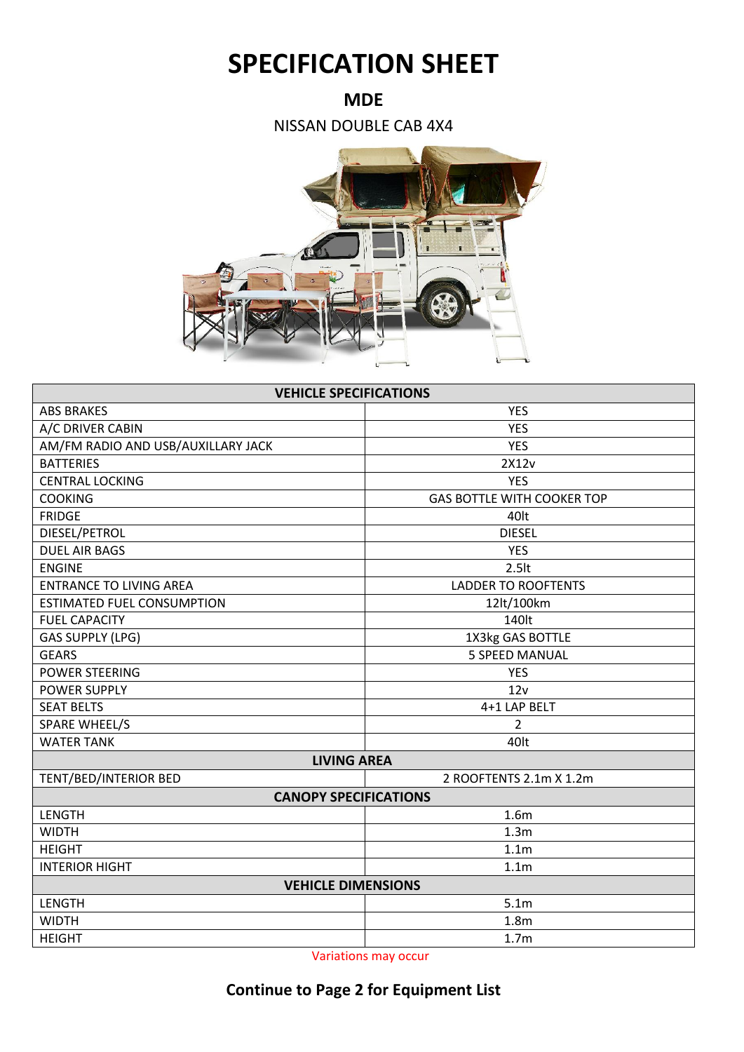# SPECIFICATION SHEET

## MDE

NISSAN DOUBLE CAB 4X4

| VEHICLE SPECIFICATIONS | |
|---|---|
| ABS BRAKES | YES |
| A/C DRIVER CABIN | YES |
| AM/FM RADIO AND USB/AUXILLARY JACK | YES |
| BATTERIES | 2X12v |
| CENTRAL LOCKING | YES |
| COOKING | GAS BOTTLE WITH COOKER TOP |
| FRIDGE | 40lt |
| DIESEL/PETROL | DIESEL |
| DUEL AIR BAGS | YES |
| ENGINE | 2.5lt |
| ENTRANCE TO LIVING AREA | LADDER TO ROOFTENTS |
| ESTIMATED FUEL CONSUMPTION | 12lt/100km |
| FUEL CAPACITY | 140lt |
| GAS SUPPLY (LPG) | 1X3kg GAS BOTTLE |
| GEARS | 5 SPEED MANUAL |
| POWER STEERING | YES |
| POWER SUPPLY | 12v |
| SEAT BELTS | 4+1 LAP BELT |
| SPARE WHEEL/S | 2 |
| WATER TANK | 40lt |
| **LIVING AREA** | |
| TENT/BED/INTERIOR BED | 2 ROOFTENTS 2.1m X 1.2m |
| **CANOPY SPECIFICATIONS** | |
| LENGTH | 1.6m |
| WIDTH | 1.3m |
| HEIGHT | 1.1m |
| INTERIOR HIGHT | 1.1m |
| **VEHICLE DIMENSIONS** | |
| LENGTH | 5.1m |
| WIDTH | 1.8m |
| HEIGHT | 1.7m |

Variations may occur

**Continue to Page 2 for Equipment List**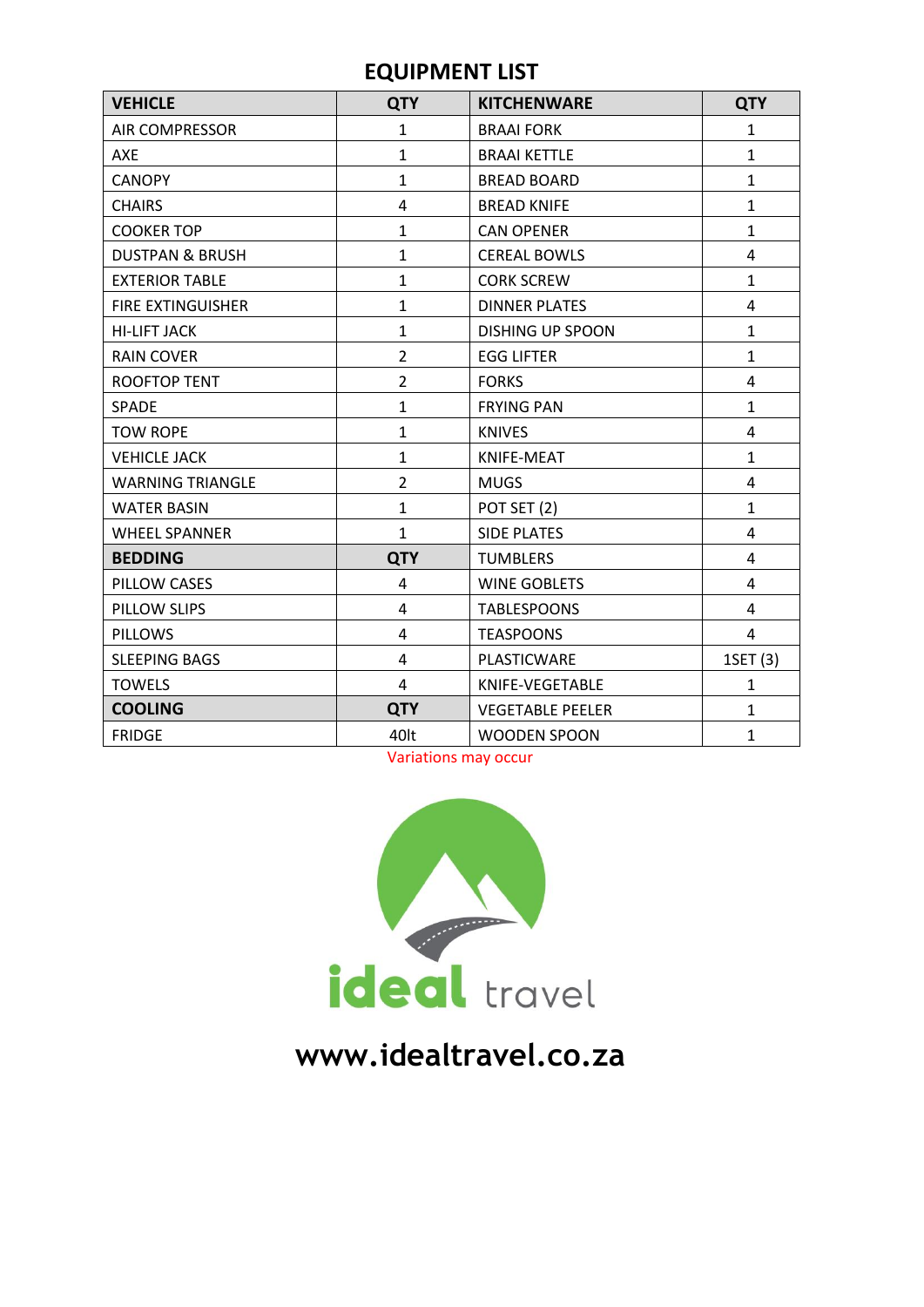# EQUIPMENT LIST

| VEHICLE | QTY | KITCHENWARE | QTY |
|---|---|---|---|
| AIR COMPRESSOR | 1 | BRAAI FORK | 1 |
| AXE | 1 | BRAAI KETTLE | 1 |
| CANOPY | 1 | BREAD BOARD | 1 |
| CHAIRS | 4 | BREAD KNIFE | 1 |
| COOKER TOP | 1 | CAN OPENER | 1 |
| DUSTPAN & BRUSH | 1 | CEREAL BOWLS | 4 |
| EXTERIOR TABLE | 1 | CORK SCREW | 1 |
| FIRE EXTINGUISHER | 1 | DINNER PLATES | 4 |
| HI-LIFT JACK | 1 | DISHING UP SPOON | 1 |
| RAIN COVER | 2 | EGG LIFTER | 1 |
| ROOFTOP TENT | 2 | FORKS | 4 |
| SPADE | 1 | FRYING PAN | 1 |
| TOW ROPE | 1 | KNIVES | 4 |
| VEHICLE JACK | 1 | KNIFE-MEAT | 1 |
| WARNING TRIANGLE | 2 | MUGS | 4 |
| WATER BASIN | 1 | POT SET (2) | 1 |
| WHEEL SPANNER | 1 | SIDE PLATES | 4 |
| **BEDDING** | **QTY** | TUMBLERS | 4 |
| PILLOW CASES | 4 | WINE GOBLETS | 4 |
| PILLOW SLIPS | 4 | TABLESPOONS | 4 |
| PILLOWS | 4 | TEASPOONS | 4 |
| SLEEPING BAGS | 4 | PLASTICWARE | 1SET (3) |
| TOWELS | 4 | KNIFE-VEGETABLE | 1 |
| **COOLING** | **QTY** | VEGETABLE PEELER | 1 |
| FRIDGE | 40lt | WOODEN SPOON | 1 |

Variations may occur

ideal travel

www.idealtravel.co.za